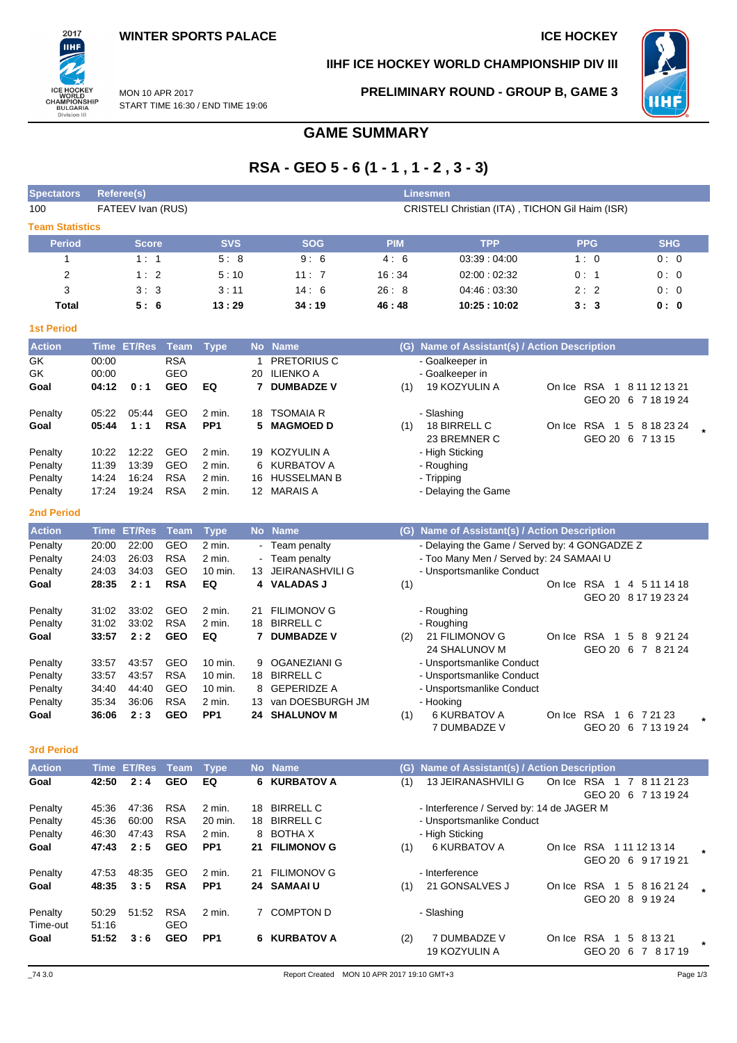WINTER SPORTS PALACE

ICE HOCKEY

IIHF ICE HOCKEY WORLD CHAMPIONSHIP DIV III

MON 10 APR 2017
START TIME 16:30 / END TIME 19:06

PRELIMINARY ROUND - GROUP B, GAME 3

# GAME SUMMARY

## RSA - GEO 5 - 6 (1 - 1 , 1 - 2 , 3 - 3)

| Spectators | Referee(s) | Linesmen |
|---|---|---|
| 100 | FATEEV Ivan (RUS) | CRISTELI Christian (ITA) , TICHON Gil Haim (ISR) |

### Team Statistics

| Period | Score | SVS | SOG | PIM | TPP | PPG | SHG |
|---|---|---|---|---|---|---|---|
| 1 | 1 : 1 | 5 : 8 | 9 : 6 | 4 : 6 | 03:39 : 04:00 | 1 : 0 | 0 : 0 |
| 2 | 1 : 2 | 5 : 10 | 11 : 7 | 16 : 34 | 02:00 : 02:32 | 0 : 1 | 0 : 0 |
| 3 | 3 : 3 | 3 : 11 | 14 : 6 | 26 : 8 | 04:46 : 03:30 | 2 : 2 | 0 : 0 |
| **Total** | **5 : 6** | **13 : 29** | **34 : 19** | **46 : 48** | **10:25 : 10:02** | **3 : 3** | **0 : 0** |

### 1st Period

| Action | Time | ET/Res | Team | Type | No | Name | (G) | Name of Assistant(s) / Action Description | On Ice | |
|---|---|---|---|---|---|---|---|---|---|---|
| GK | 00:00 | | RSA | | 1 | PRETORIUS C | | - Goalkeeper in | | |
| GK | 00:00 | | GEO | | 20 | ILIENKO A | | - Goalkeeper in | | |
| **Goal** | **04:12** | **0 : 1** | **GEO** | **EQ** | **7** | **DUMBADZE V** | (1) | 19 KOZYULIN A | On Ice RSA 1 8 11 12 13 21<br>GEO 20 6 7 18 19 24 | |
| Penalty | 05:22 | 05:44 | GEO | 2 min. | 18 | TSOMAIA R | | - Slashing | | |
| **Goal** | **05:44** | **1 : 1** | **RSA** | **PP1** | **5** | **MAGMOED D** | (1) | 18 BIRRELL C<br>23 BREMNER C | On Ice RSA 1 5 8 18 23 24<br>GEO 20 6 7 13 15 | * |
| Penalty | 10:22 | 12:22 | GEO | 2 min. | 19 | KOZYULIN A | | - High Sticking | | |
| Penalty | 11:39 | 13:39 | GEO | 2 min. | 6 | KURBATOV A | | - Roughing | | |
| Penalty | 14:24 | 16:24 | RSA | 2 min. | 16 | HUSSELMAN B | | - Tripping | | |
| Penalty | 17:24 | 19:24 | RSA | 2 min. | 12 | MARAIS A | | - Delaying the Game | | |

### 2nd Period

| Action | Time | ET/Res | Team | Type | No | Name | (G) | Name of Assistant(s) / Action Description | On Ice | |
|---|---|---|---|---|---|---|---|---|---|---|
| Penalty | 20:00 | 22:00 | GEO | 2 min. | - | Team penalty | | - Delaying the Game / Served by: 4 GONGADZE Z | | |
| Penalty | 24:03 | 26:03 | RSA | 2 min. | - | Team penalty | | - Too Many Men / Served by: 24 SAMAAI U | | |
| Penalty | 24:03 | 34:03 | GEO | 10 min. | 13 | JEIRANASHVILI G | | - Unsportsmanlike Conduct | | |
| **Goal** | **28:35** | **2 : 1** | **RSA** | **EQ** | **4** | **VALADAS J** | (1) | | On Ice RSA 1 4 5 11 14 18<br>GEO 20 8 17 19 23 24 | |
| Penalty | 31:02 | 33:02 | GEO | 2 min. | 21 | FILIMONOV G | | - Roughing | | |
| Penalty | 31:02 | 33:02 | RSA | 2 min. | 18 | BIRRELL C | | - Roughing | | |
| **Goal** | **33:57** | **2 : 2** | **GEO** | **EQ** | **7** | **DUMBADZE V** | (2) | 21 FILIMONOV G<br>24 SHALUNOV M | On Ice RSA 1 5 8 9 21 24<br>GEO 20 6 7 8 21 24 | |
| Penalty | 33:57 | 43:57 | GEO | 10 min. | 9 | OGANEZIANI G | | - Unsportsmanlike Conduct | | |
| Penalty | 33:57 | 43:57 | RSA | 10 min. | 18 | BIRRELL C | | - Unsportsmanlike Conduct | | |
| Penalty | 34:40 | 44:40 | GEO | 10 min. | 8 | GEPERIDZE A | | - Unsportsmanlike Conduct | | |
| Penalty | 35:34 | 36:06 | RSA | 2 min. | 13 | van DOESBURGH JM | | - Hooking | | |
| **Goal** | **36:06** | **2 : 3** | **GEO** | **PP1** | **24** | **SHALUNOV M** | (1) | 6 KURBATOV A<br>7 DUMBADZE V | On Ice RSA 1 6 7 21 23<br>GEO 20 6 7 13 19 24 | * |

### 3rd Period

| Action | Time | ET/Res | Team | Type | No | Name | (G) | Name of Assistant(s) / Action Description | On Ice | |
|---|---|---|---|---|---|---|---|---|---|---|
| **Goal** | **42:50** | **2 : 4** | **GEO** | **EQ** | **6** | **KURBATOV A** | (1) | 13 JEIRANASHVILI G | On Ice RSA 1 7 8 11 21 23<br>GEO 20 6 7 13 19 24 | |
| Penalty | 45:36 | 47:36 | RSA | 2 min. | 18 | BIRRELL C | | - Interference / Served by: 14 de JAGER M | | |
| Penalty | 45:36 | 60:00 | RSA | 20 min. | 18 | BIRRELL C | | - Unsportsmanlike Conduct | | |
| Penalty | 46:30 | 47:43 | RSA | 2 min. | 8 | BOTHA X | | - High Sticking | | |
| **Goal** | **47:43** | **2 : 5** | **GEO** | **PP1** | **21** | **FILIMONOV G** | (1) | 6 KURBATOV A | On Ice RSA 1 11 12 13 14<br>GEO 20 6 9 17 19 21 | * |
| Penalty | 47:53 | 48:35 | GEO | 2 min. | 21 | FILIMONOV G | | - Interference | | |
| **Goal** | **48:35** | **3 : 5** | **RSA** | **PP1** | **24** | **SAMAAI U** | (1) | 21 GONSALVES J | On Ice RSA 1 5 8 16 21 24<br>GEO 20 8 9 19 24 | * |
| Penalty | 50:29 | 51:52 | RSA | 2 min. | 7 | COMPTON D | | - Slashing | | |
| Time-out | 51:16 | | GEO | | | | | | | |
| **Goal** | **51:52** | **3 : 6** | **GEO** | **PP1** | **6** | **KURBATOV A** | (2) | 7 DUMBADZE V<br>19 KOZYULIN A | On Ice RSA 1 5 8 13 21<br>GEO 20 6 7 8 17 19 | * |

_74 3.0 Report Created MON 10 APR 2017 19:10 GMT+3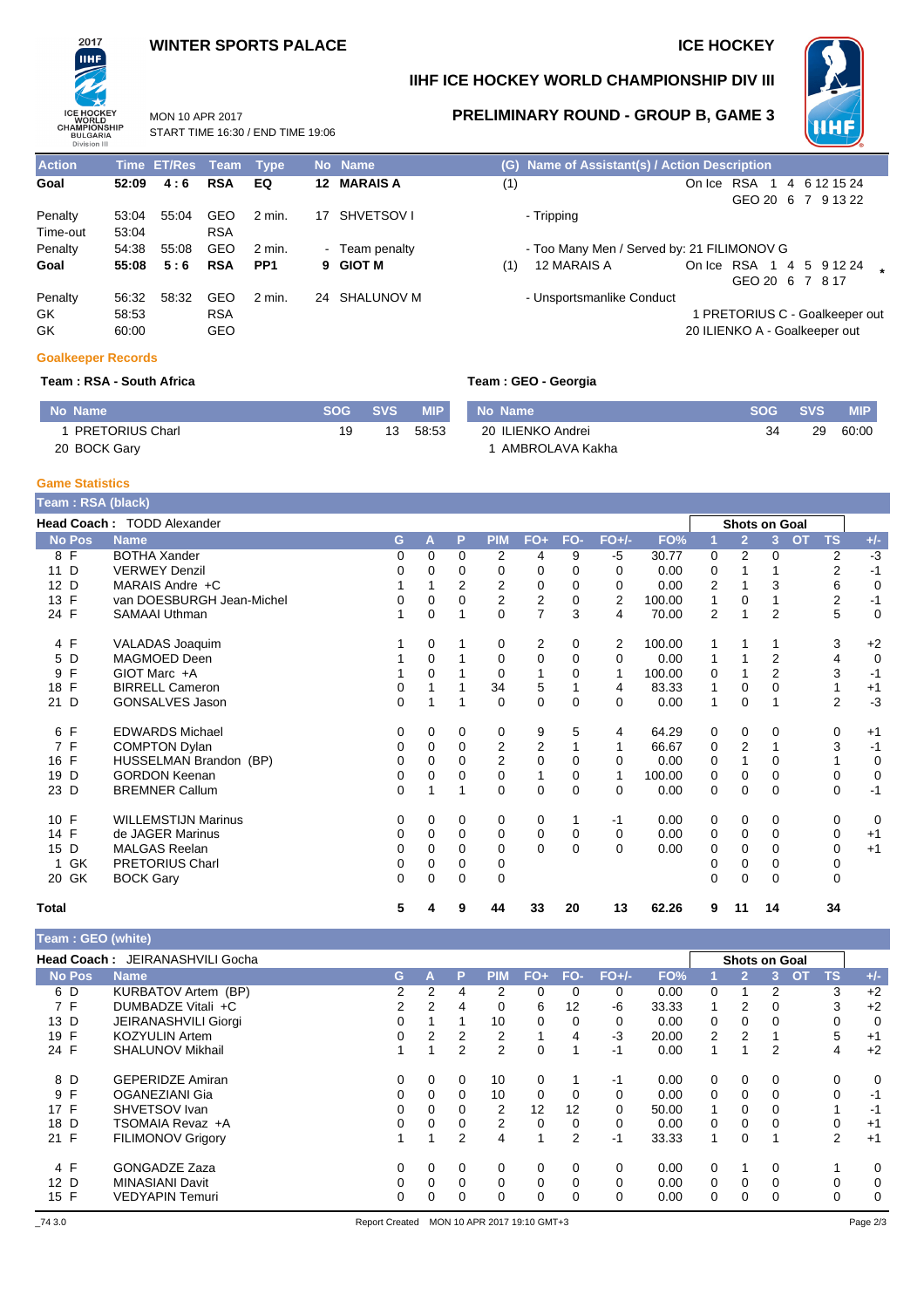# WINTER SPORTS PALACE

## ICE HOCKEY

## IIHF ICE HOCKEY WORLD CHAMPIONSHIP DIV III

MON 10 APR 2017
START TIME 16:30 / END TIME 19:06

## PRELIMINARY ROUND - GROUP B, GAME 3

| Action | Time | ET/Res | Team | Type | No | Name | (G) | Name of Assistant(s) / Action Description |
|---|---|---|---|---|---|---|---|---|
| **Goal** | **52:09** | **4 : 6** | **RSA** | **EQ** | **12** | **MARAIS A** | (1) | On Ice RSA 1 4 6 12 15 24 / GEO 20 6 7 9 13 22 |
| Penalty | 53:04 | 55:04 | GEO | 2 min. | 17 | SHVETSOV I | | - Tripping |
| Time-out | 53:04 | | RSA | | | | | |
| Penalty | 54:38 | 55:08 | GEO | 2 min. | - | Team penalty | | - Too Many Men / Served by: 21 FILIMONOV G |
| **Goal** | **55:08** | **5 : 6** | **RSA** | **PP1** | **9** | **GIOT M** | (1) | 12 MARAIS A — On Ice RSA 1 4 5 9 12 24 / GEO 20 6 7 8 17 * |
| Penalty | 56:32 | 58:32 | GEO | 2 min. | 24 | SHALUNOV M | | - Unsportsmanlike Conduct |
| GK | 58:53 | | RSA | | | | | 1 PRETORIUS C - Goalkeeper out |
| GK | 60:00 | | GEO | | | | | 20 ILIENKO A - Goalkeeper out |

### Goalkeeper Records

**Team : RSA - South Africa**

| No | Name | SOG | SVS | MIP |
|---|---|---|---|---|
| 1 | PRETORIUS Charl | 19 | 13 | 58:53 |
| 20 | BOCK Gary | | | |

**Team : GEO - Georgia**

| No | Name | SOG | SVS | MIP |
|---|---|---|---|---|
| 20 | ILIENKO Andrei | 34 | 29 | 60:00 |
| 1 | AMBROLAVA Kakha | | | |

### Game Statistics

**Team : RSA (black)**

**Head Coach :** TODD Alexander

| No | Pos | Name | G | A | P | PIM | FO+ | FO- | FO+/- | FO% | 1 | 2 | 3 | OT | TS | +/- |
|---|---|---|---|---|---|---|---|---|---|---|---|---|---|---|---|---|
| 8 | F | BOTHA Xander | 0 | 0 | 0 | 2 | 4 | 9 | -5 | 30.77 | 0 | 2 | 0 | | 2 | -3 |
| 11 | D | VERWEY Denzil | 0 | 0 | 0 | 0 | 0 | 0 | 0 | 0.00 | 0 | 1 | 1 | | 2 | -1 |
| 12 | D | MARAIS Andre +C | 1 | 1 | 2 | 2 | 0 | 0 | 0 | 0.00 | 2 | 1 | 3 | | 6 | 0 |
| 13 | F | van DOESBURGH Jean-Michel | 0 | 0 | 0 | 2 | 2 | 0 | 2 | 100.00 | 1 | 0 | 1 | | 2 | -1 |
| 24 | F | SAMAAI Uthman | 1 | 0 | 1 | 0 | 7 | 3 | 4 | 70.00 | 2 | 1 | 2 | | 5 | 0 |
| 4 | F | VALADAS Joaquim | 1 | 0 | 1 | 0 | 2 | 0 | 2 | 100.00 | 1 | 1 | 1 | | 3 | +2 |
| 5 | D | MAGMOED Deen | 1 | 0 | 1 | 0 | 0 | 0 | 0 | 0.00 | 1 | 1 | 2 | | 4 | 0 |
| 9 | F | GIOT Marc +A | 1 | 0 | 1 | 0 | 1 | 0 | 1 | 100.00 | 0 | 1 | 2 | | 3 | -1 |
| 18 | F | BIRRELL Cameron | 0 | 1 | 1 | 34 | 5 | 1 | 4 | 83.33 | 1 | 0 | 0 | | 1 | +1 |
| 21 | D | GONSALVES Jason | 0 | 1 | 1 | 0 | 0 | 0 | 0 | 0.00 | 1 | 0 | 1 | | 2 | -3 |
| 6 | F | EDWARDS Michael | 0 | 0 | 0 | 0 | 9 | 5 | 4 | 64.29 | 0 | 0 | 0 | | 0 | +1 |
| 7 | F | COMPTON Dylan | 0 | 0 | 0 | 2 | 2 | 1 | 1 | 66.67 | 0 | 2 | 1 | | 3 | -1 |
| 16 | F | HUSSELMAN Brandon (BP) | 0 | 0 | 0 | 2 | 0 | 0 | 0 | 0.00 | 0 | 1 | 0 | | 1 | 0 |
| 19 | D | GORDON Keenan | 0 | 0 | 0 | 0 | 1 | 0 | 1 | 100.00 | 0 | 0 | 0 | | 0 | 0 |
| 23 | D | BREMNER Callum | 0 | 1 | 1 | 0 | 0 | 0 | 0 | 0.00 | 0 | 0 | 0 | | 0 | -1 |
| 10 | F | WILLEMSTIJN Marinus | 0 | 0 | 0 | 0 | 0 | 1 | -1 | 0.00 | 0 | 0 | 0 | | 0 | 0 |
| 14 | F | de JAGER Marinus | 0 | 0 | 0 | 0 | 0 | 0 | 0 | 0.00 | 0 | 0 | 0 | | 0 | +1 |
| 15 | D | MALGAS Reelan | 0 | 0 | 0 | 0 | 0 | 0 | 0 | 0.00 | 0 | 0 | 0 | | 0 | +1 |
| 1 | GK | PRETORIUS Charl | 0 | 0 | 0 | 0 | | | | | 0 | 0 | 0 | | 0 | |
| 20 | GK | BOCK Gary | 0 | 0 | 0 | 0 | | | | | 0 | 0 | 0 | | 0 | |
| **Total** | | | **5** | **4** | **9** | **44** | **33** | **20** | **13** | **62.26** | **9** | **11** | **14** | | **34** | |

**Team : GEO (white)**

**Head Coach :** JEIRANASHVILI Gocha

| No | Pos | Name | G | A | P | PIM | FO+ | FO- | FO+/- | FO% | 1 | 2 | 3 | OT | TS | +/- |
|---|---|---|---|---|---|---|---|---|---|---|---|---|---|---|---|---|
| 6 | D | KURBATOV Artem (BP) | 2 | 2 | 4 | 2 | 0 | 0 | 0 | 0.00 | 0 | 1 | 2 | | 3 | +2 |
| 7 | F | DUMBADZE Vitali +C | 2 | 2 | 4 | 0 | 6 | 12 | -6 | 33.33 | 1 | 2 | 0 | | 3 | +2 |
| 13 | D | JEIRANASHVILI Giorgi | 0 | 1 | 1 | 10 | 0 | 0 | 0 | 0.00 | 0 | 0 | 0 | | 0 | 0 |
| 19 | F | KOZYULIN Artem | 0 | 2 | 2 | 2 | 1 | 4 | -3 | 20.00 | 2 | 2 | 1 | | 5 | +1 |
| 24 | F | SHALUNOV Mikhail | 1 | 1 | 2 | 2 | 0 | 1 | -1 | 0.00 | 1 | 1 | 2 | | 4 | +2 |
| 8 | D | GEPERIDZE Amiran | 0 | 0 | 0 | 10 | 0 | 1 | -1 | 0.00 | 0 | 0 | 0 | | 0 | 0 |
| 9 | F | OGANEZIANI Gia | 0 | 0 | 0 | 10 | 0 | 0 | 0 | 0.00 | 0 | 0 | 0 | | 0 | -1 |
| 17 | F | SHVETSOV Ivan | 0 | 0 | 0 | 2 | 12 | 12 | 0 | 50.00 | 1 | 0 | 0 | | 1 | -1 |
| 18 | D | TSOMAIA Revaz +A | 0 | 0 | 0 | 2 | 0 | 0 | 0 | 0.00 | 0 | 0 | 0 | | 0 | +1 |
| 21 | F | FILIMONOV Grigory | 1 | 1 | 2 | 4 | 1 | 2 | -1 | 33.33 | 1 | 0 | 1 | | 2 | +1 |
| 4 | F | GONGADZE Zaza | 0 | 0 | 0 | 0 | 0 | 0 | 0 | 0.00 | 0 | 1 | 0 | | 1 | 0 |
| 12 | D | MINASIANI Davit | 0 | 0 | 0 | 0 | 0 | 0 | 0 | 0.00 | 0 | 0 | 0 | | 0 | 0 |
| 15 | F | VEDYAPIN Temuri | 0 | 0 | 0 | 0 | 0 | 0 | 0 | 0.00 | 0 | 0 | 0 | | 0 | 0 |

_74 3.0 — Report Created MON 10 APR 2017 19:10 GMT+3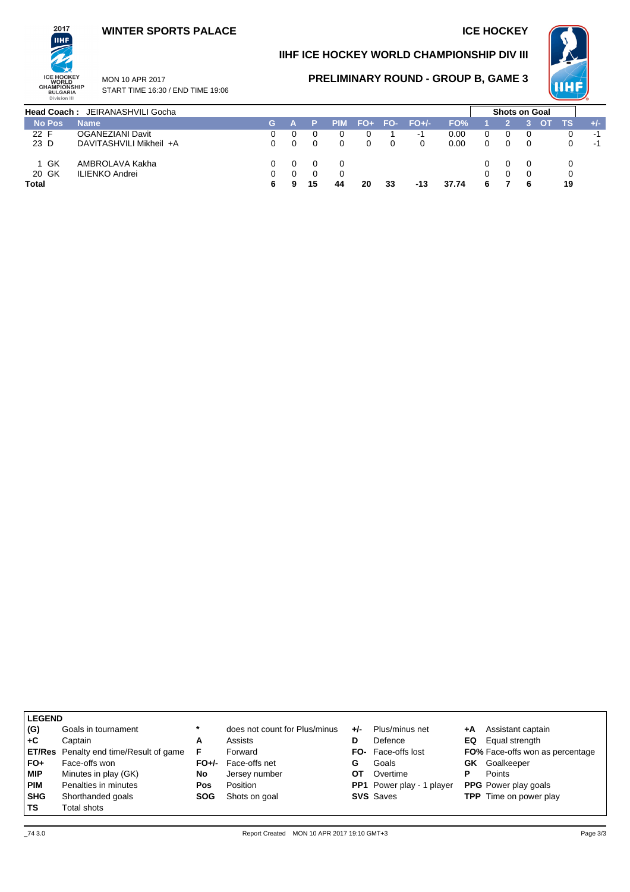**WINTER SPORTS PALACE** **ICE HOCKEY**

## IIHF ICE HOCKEY WORLD CHAMPIONSHIP DIV III

MON 10 APR 2017
START TIME 16:30 / END TIME 19:06

### PRELIMINARY ROUND - GROUP B, GAME 3

**Head Coach :** JEIRANASHVILI Gocha

| No | Pos | Name | G | A | P | PIM | FO+ | FO- | FO+/- | FO% | Shots on Goal 1 | 2 | 3 | OT | TS | +/- |
|---|---|---|---|---|---|---|---|---|---|---|---|---|---|---|---|---|
| 22 | F | OGANEZIANI Davit | 0 | 0 | 0 | 0 | 0 | 1 | -1 | 0.00 | 0 | 0 | 0 | | 0 | -1 |
| 23 | D | DAVITASHVILI Mikheil +A | 0 | 0 | 0 | 0 | 0 | 0 | 0 | 0.00 | 0 | 0 | 0 | | 0 | -1 |
| 1 | GK | AMBROLAVA Kakha | 0 | 0 | 0 | 0 | | | | | 0 | 0 | 0 | | 0 | |
| 20 | GK | ILIENKO Andrei | 0 | 0 | 0 | 0 | | | | | 0 | 0 | 0 | | 0 | |
| **Total** | | | **6** | **9** | **15** | **44** | **20** | **33** | **-13** | **37.74** | **6** | **7** | **6** | | **19** | |

**LEGEND**

| | | | | | | | |
|---|---|---|---|---|---|---|---|
| (G) | Goals in tournament | * | does not count for Plus/minus | +/- | Plus/minus net | +A | Assistant captain |
| +C | Captain | A | Assists | D | Defence | EQ | Equal strength |
| ET/Res | Penalty end time/Result of game | F | Forward | FO- | Face-offs lost | FO% | Face-offs won as percentage |
| FO+ | Face-offs won | FO+/- | Face-offs net | G | Goals | GK | Goalkeeper |
| MIP | Minutes in play (GK) | No | Jersey number | OT | Overtime | P | Points |
| PIM | Penalties in minutes | Pos | Position | PP1 | Power play - 1 player | PPG | Power play goals |
| SHG | Shorthanded goals | SOG | Shots on goal | SVS | Saves | TPP | Time on power play |
| TS | Total shots | | | | | | |

_74 3.0 Report Created MON 10 APR 2017 19:10 GMT+3